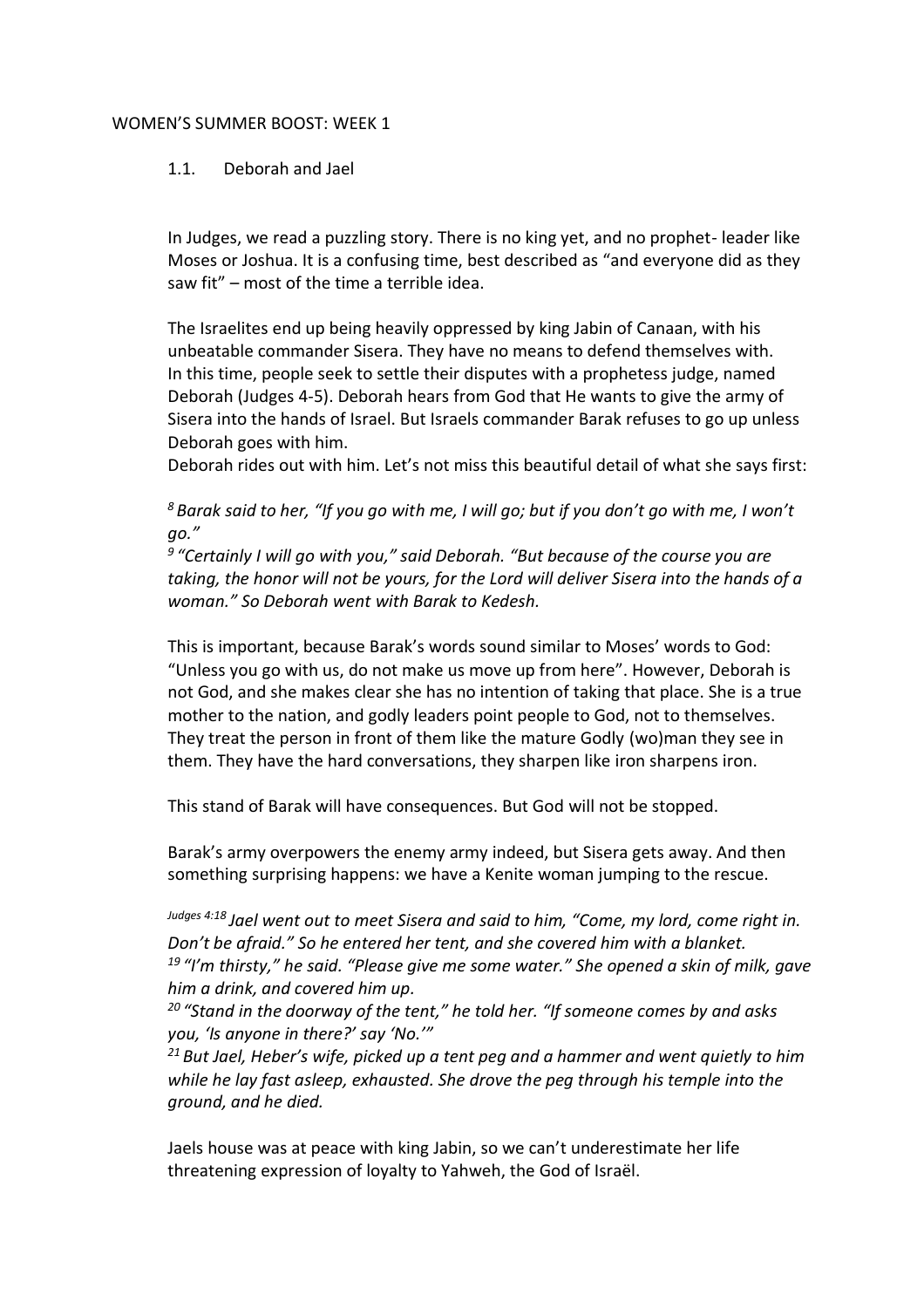# WOMEN'S SUMMER BOOST: WEEK 1

## 1.1. Deborah and Jael

In Judges, we read a puzzling story. There is no king yet, and no prophet- leader like Moses or Joshua. It is a confusing time, best described as "and everyone did as they saw fit" – most of the time a terrible idea.

The Israelites end up being heavily oppressed by king Jabin of Canaan, with his unbeatable commander Sisera. They have no means to defend themselves with. In this time, people seek to settle their disputes with a prophetess judge, named Deborah (Judges 4-5). Deborah hears from God that He wants to give the army of Sisera into the hands of Israel. But Israels commander Barak refuses to go up unless Deborah goes with him.
Deborah rides out with him. Let's not miss this beautiful detail of what she says first:

*[8] Barak said to her, "If you go with me, I will go; but if you don't go with me, I won't go."*
*[9] "Certainly I will go with you," said Deborah. "But because of the course you are taking, the honor will not be yours, for the Lord will deliver Sisera into the hands of a woman." So Deborah went with Barak to Kedesh.*

This is important, because Barak's words sound similar to Moses' words to God: "Unless you go with us, do not make us move up from here". However, Deborah is not God, and she makes clear she has no intention of taking that place. She is a true mother to the nation, and godly leaders point people to God, not to themselves. They treat the person in front of them like the mature Godly (wo)man they see in them. They have the hard conversations, they sharpen like iron sharpens iron.

This stand of Barak will have consequences. But God will not be stopped.

Barak's army overpowers the enemy army indeed, but Sisera gets away. And then something surprising happens: we have a Kenite woman jumping to the rescue.

*[Judges 4:18] Jael went out to meet Sisera and said to him, "Come, my lord, come right in. Don't be afraid." So he entered her tent, and she covered him with a blanket.*
*[19] "I'm thirsty," he said. "Please give me some water." She opened a skin of milk, gave him a drink, and covered him up.*
*[20] "Stand in the doorway of the tent," he told her. "If someone comes by and asks you, 'Is anyone in there?' say 'No.'"*
*[21] But Jael, Heber's wife, picked up a tent peg and a hammer and went quietly to him while he lay fast asleep, exhausted. She drove the peg through his temple into the ground, and he died.*

Jaels house was at peace with king Jabin, so we can't underestimate her life threatening expression of loyalty to Yahweh, the God of Israël.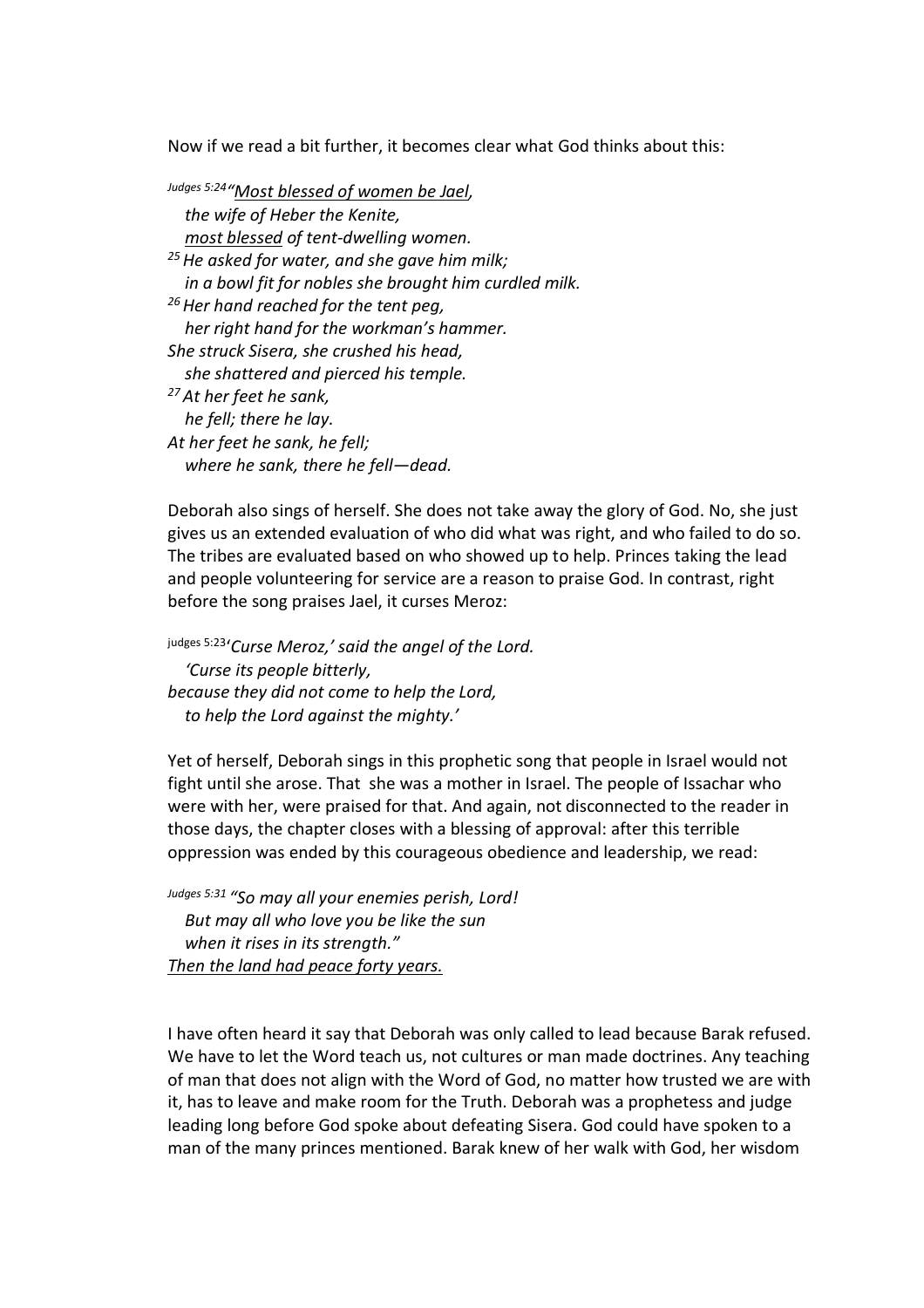Now if we read a bit further, it becomes clear what God thinks about this:

*Judges 5:24 "<u>Most blessed of women be Jael</u>,*
*the wife of Heber the Kenite,*
*<u>most blessed</u> of tent-dwelling women.*
*25 He asked for water, and she gave him milk;*
*in a bowl fit for nobles she brought him curdled milk.*
*26 Her hand reached for the tent peg,*
*her right hand for the workman's hammer.*
*She struck Sisera, she crushed his head,*
*she shattered and pierced his temple.*
*27 At her feet he sank,*
*he fell; there he lay.*
*At her feet he sank, he fell;*
*where he sank, there he fell—dead.*

Deborah also sings of herself. She does not take away the glory of God. No, she just gives us an extended evaluation of who did what was right, and who failed to do so. The tribes are evaluated based on who showed up to help. Princes taking the lead and people volunteering for service are a reason to praise God. In contrast, right before the song praises Jael, it curses Meroz:

judges 5:23 *'Curse Meroz,' said the angel of the Lord.*
*'Curse its people bitterly,*
*because they did not come to help the Lord,*
*to help the Lord against the mighty.'*

Yet of herself, Deborah sings in this prophetic song that people in Israel would not fight until she arose. That she was a mother in Israel. The people of Issachar who were with her, were praised for that. And again, not disconnected to the reader in those days, the chapter closes with a blessing of approval: after this terrible oppression was ended by this courageous obedience and leadership, we read:

*Judges 5:31 "So may all your enemies perish, Lord!*
*But may all who love you be like the sun*
*when it rises in its strength."*
*<u>Then the land had peace forty years.</u>*

I have often heard it say that Deborah was only called to lead because Barak refused. We have to let the Word teach us, not cultures or man made doctrines. Any teaching of man that does not align with the Word of God, no matter how trusted we are with it, has to leave and make room for the Truth. Deborah was a prophetess and judge leading long before God spoke about defeating Sisera. God could have spoken to a man of the many princes mentioned. Barak knew of her walk with God, her wisdom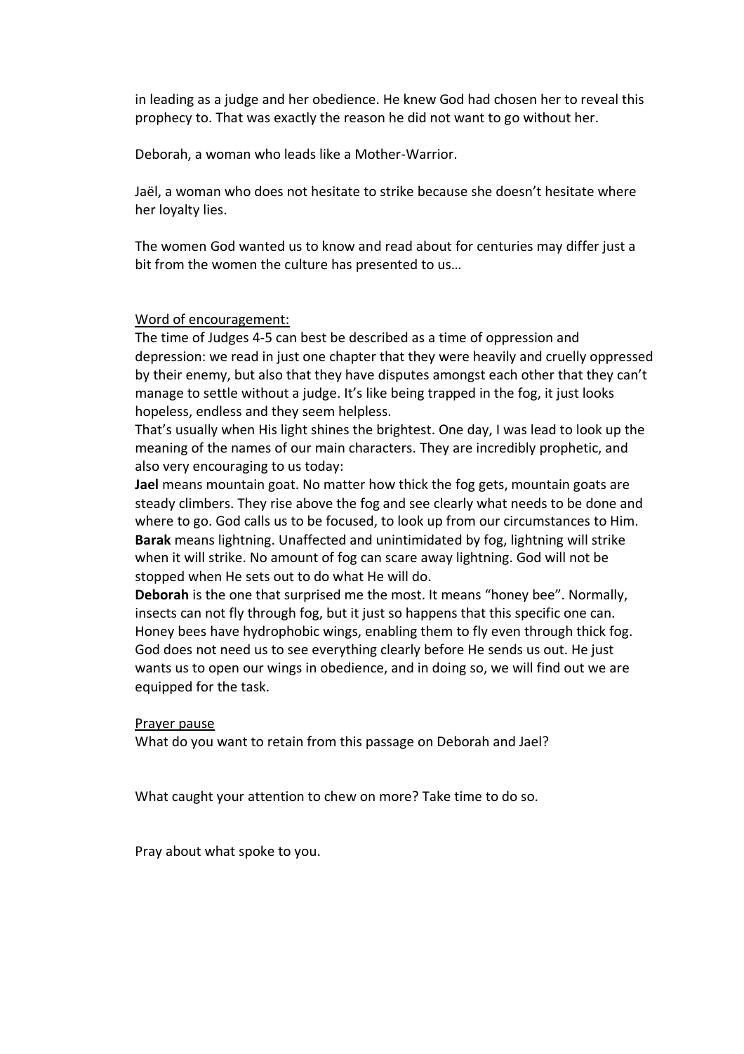in leading as a judge and her obedience. He knew God had chosen her to reveal this prophecy to. That was exactly the reason he did not want to go without her.

Deborah, a woman who leads like a Mother-Warrior.

Jaël, a woman who does not hesitate to strike because she doesn't hesitate where her loyalty lies.

The women God wanted us to know and read about for centuries may differ just a bit from the women the culture has presented to us…

<u>Word of encouragement:</u>

The time of Judges 4-5 can best be described as a time of oppression and depression: we read in just one chapter that they were heavily and cruelly oppressed by their enemy, but also that they have disputes amongst each other that they can't manage to settle without a judge. It's like being trapped in the fog, it just looks hopeless, endless and they seem helpless.

That's usually when His light shines the brightest. One day, I was lead to look up the meaning of the names of our main characters. They are incredibly prophetic, and also very encouraging to us today:

**Jael** means mountain goat. No matter how thick the fog gets, mountain goats are steady climbers. They rise above the fog and see clearly what needs to be done and where to go. God calls us to be focused, to look up from our circumstances to Him.

**Barak** means lightning. Unaffected and unintimidated by fog, lightning will strike when it will strike. No amount of fog can scare away lightning. God will not be stopped when He sets out to do what He will do.

**Deborah** is the one that surprised me the most. It means "honey bee". Normally, insects can not fly through fog, but it just so happens that this specific one can. Honey bees have hydrophobic wings, enabling them to fly even through thick fog. God does not need us to see everything clearly before He sends us out. He just wants us to open our wings in obedience, and in doing so, we will find out we are equipped for the task.

<u>Prayer pause</u>

What do you want to retain from this passage on Deborah and Jael?

What caught your attention to chew on more? Take time to do so.

Pray about what spoke to you.